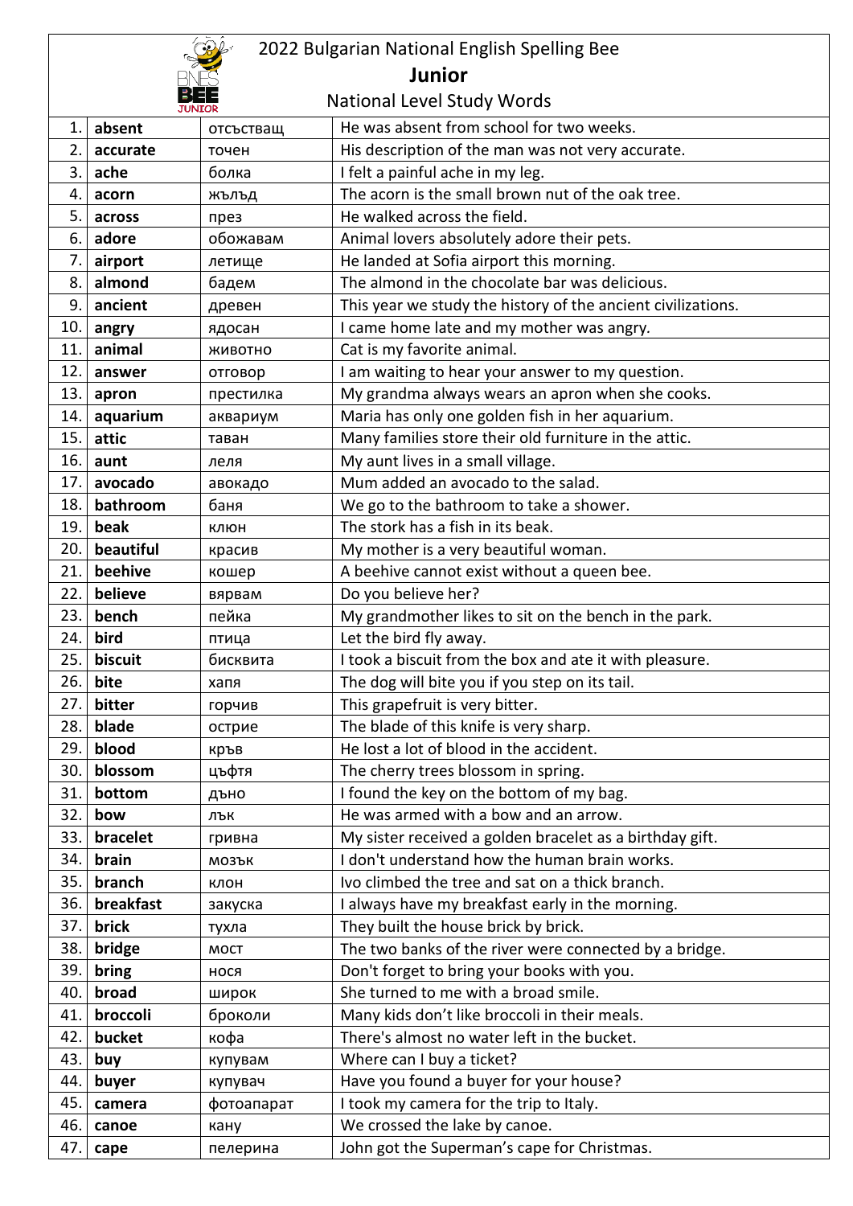# 2022 Bulgarian National English Spelling Bee

## Junior

### National Level Study Words

| | | | |
|---|---|---|---|
| 1. | **absent** | отсъстващ | He was absent from school for two weeks. |
| 2. | **accurate** | точен | His description of the man was not very accurate. |
| 3. | **ache** | болка | I felt a painful ache in my leg. |
| 4. | **acorn** | жълъд | The acorn is the small brown nut of the oak tree. |
| 5. | **across** | през | He walked across the field. |
| 6. | **adore** | обожавам | Animal lovers absolutely adore their pets. |
| 7. | **airport** | летище | He landed at Sofia airport this morning. |
| 8. | **almond** | бадем | The almond in the chocolate bar was delicious. |
| 9. | **ancient** | древен | This year we study the history of the ancient civilizations. |
| 10. | **angry** | ядосан | I came home late and my mother was angry. |
| 11. | **animal** | животно | Cat is my favorite animal. |
| 12. | **answer** | отговор | I am waiting to hear your answer to my question. |
| 13. | **apron** | престилка | My grandma always wears an apron when she cooks. |
| 14. | **aquarium** | аквариум | Maria has only one golden fish in her aquarium. |
| 15. | **attic** | таван | Many families store their old furniture in the attic. |
| 16. | **aunt** | леля | My aunt lives in a small village. |
| 17. | **avocado** | авокадо | Mum added an avocado to the salad. |
| 18. | **bathroom** | баня | We go to the bathroom to take a shower. |
| 19. | **beak** | клюн | The stork has a fish in its beak. |
| 20. | **beautiful** | красив | My mother is a very beautiful woman. |
| 21. | **beehive** | кошер | A beehive cannot exist without a queen bee. |
| 22. | **believe** | вярвам | Do you believe her? |
| 23. | **bench** | пейка | My grandmother likes to sit on the bench in the park. |
| 24. | **bird** | птица | Let the bird fly away. |
| 25. | **biscuit** | бисквита | I took a biscuit from the box and ate it with pleasure. |
| 26. | **bite** | хапя | The dog will bite you if you step on its tail. |
| 27. | **bitter** | горчив | This grapefruit is very bitter. |
| 28. | **blade** | острие | The blade of this knife is very sharp. |
| 29. | **blood** | кръв | He lost a lot of blood in the accident. |
| 30. | **blossom** | цъфтя | The cherry trees blossom in spring. |
| 31. | **bottom** | дъно | I found the key on the bottom of my bag. |
| 32. | **bow** | лък | He was armed with a bow and an arrow. |
| 33. | **bracelet** | гривна | My sister received a golden bracelet as a birthday gift. |
| 34. | **brain** | мозък | I don't understand how the human brain works. |
| 35. | **branch** | клон | Ivo climbed the tree and sat on a thick branch. |
| 36. | **breakfast** | закуска | I always have my breakfast early in the morning. |
| 37. | **brick** | тухла | They built the house brick by brick. |
| 38. | **bridge** | мост | The two banks of the river were connected by a bridge. |
| 39. | **bring** | нося | Don't forget to bring your books with you. |
| 40. | **broad** | широк | She turned to me with a broad smile. |
| 41. | **broccoli** | броколи | Many kids don't like broccoli in their meals. |
| 42. | **bucket** | кофа | There's almost no water left in the bucket. |
| 43. | **buy** | купувам | Where can I buy a ticket? |
| 44. | **buyer** | купувач | Have you found a buyer for your house? |
| 45. | **camera** | фотоапарат | I took my camera for the trip to Italy. |
| 46. | **canoe** | кану | We crossed the lake by canoe. |
| 47. | **cape** | пелерина | John got the Superman's cape for Christmas. |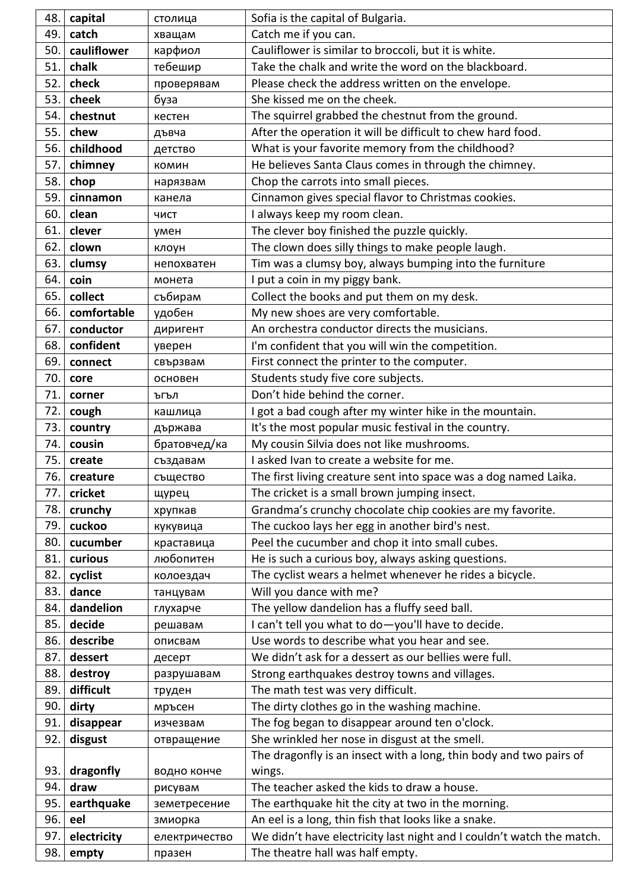| | | | |
|---|---|---|---|
| 48. | **capital** | столица | Sofia is the capital of Bulgaria. |
| 49. | **catch** | хващам | Catch me if you can. |
| 50. | **cauliflower** | карфиол | Cauliflower is similar to broccoli, but it is white. |
| 51. | **chalk** | тебешир | Take the chalk and write the word on the blackboard. |
| 52. | **check** | проверявам | Please check the address written on the envelope. |
| 53. | **cheek** | буза | She kissed me on the cheek. |
| 54. | **chestnut** | кестен | The squirrel grabbed the chestnut from the ground. |
| 55. | **chew** | дъвча | After the operation it will be difficult to chew hard food. |
| 56. | **childhood** | детство | What is your favorite memory from the childhood? |
| 57. | **chimney** | комин | He believes Santa Claus comes in through the chimney. |
| 58. | **chop** | нарязвам | Chop the carrots into small pieces. |
| 59. | **cinnamon** | канела | Cinnamon gives special flavor to Christmas cookies. |
| 60. | **clean** | чист | I always keep my room clean. |
| 61. | **clever** | умен | The clever boy finished the puzzle quickly. |
| 62. | **clown** | клоун | The clown does silly things to make people laugh. |
| 63. | **clumsy** | непохватен | Tim was a clumsy boy, always bumping into the furniture |
| 64. | **coin** | монета | I put a coin in my piggy bank. |
| 65. | **collect** | събирам | Collect the books and put them on my desk. |
| 66. | **comfortable** | удобен | My new shoes are very comfortable. |
| 67. | **conductor** | диригент | An orchestra conductor directs the musicians. |
| 68. | **confident** | уверен | I'm confident that you will win the competition. |
| 69. | **connect** | свързвам | First connect the printer to the computer. |
| 70. | **core** | основен | Students study five core subjects. |
| 71. | **corner** | ъгъл | Don't hide behind the corner. |
| 72. | **cough** | кашлица | I got a bad cough after my winter hike in the mountain. |
| 73. | **country** | държава | It's the most popular music festival in the country. |
| 74. | **cousin** | братовчед/ка | My cousin Silvia does not like mushrooms. |
| 75. | **create** | създавам | I asked Ivan to create a website for me. |
| 76. | **creature** | същество | The first living creature sent into space was a dog named Laika. |
| 77. | **cricket** | щурец | The cricket is a small brown jumping insect. |
| 78. | **crunchy** | хрупкав | Grandma's crunchy chocolate chip cookies are my favorite. |
| 79. | **cuckoo** | кукувица | The cuckoo lays her egg in another bird's nest. |
| 80. | **cucumber** | краставица | Peel the cucumber and chop it into small cubes. |
| 81. | **curious** | любопитен | He is such a curious boy, always asking questions. |
| 82. | **cyclist** | колоездач | The cyclist wears a helmet whenever he rides a bicycle. |
| 83. | **dance** | танцувам | Will you dance with me? |
| 84. | **dandelion** | глухарче | The yellow dandelion has a fluffy seed ball. |
| 85. | **decide** | решавам | I can't tell you what to do—you'll have to decide. |
| 86. | **describe** | описвам | Use words to describe what you hear and see. |
| 87. | **dessert** | десерт | We didn't ask for a dessert as our bellies were full. |
| 88. | **destroy** | разрушавам | Strong earthquakes destroy towns and villages. |
| 89. | **difficult** | труден | The math test was very difficult. |
| 90. | **dirty** | мръсен | The dirty clothes go in the washing machine. |
| 91. | **disappear** | изчезвам | The fog began to disappear around ten o'clock. |
| 92. | **disgust** | отвращение | She wrinkled her nose in disgust at the smell. |
| 93. | **dragonfly** | водно конче | The dragonfly is an insect with a long, thin body and two pairs of wings. |
| 94. | **draw** | рисувам | The teacher asked the kids to draw a house. |
| 95. | **earthquake** | земетресение | The earthquake hit the city at two in the morning. |
| 96. | **eel** | змиорка | An eel is a long, thin fish that looks like a snake. |
| 97. | **electricity** | електричество | We didn't have electricity last night and I couldn't watch the match. |
| 98. | **empty** | празен | The theatre hall was half empty. |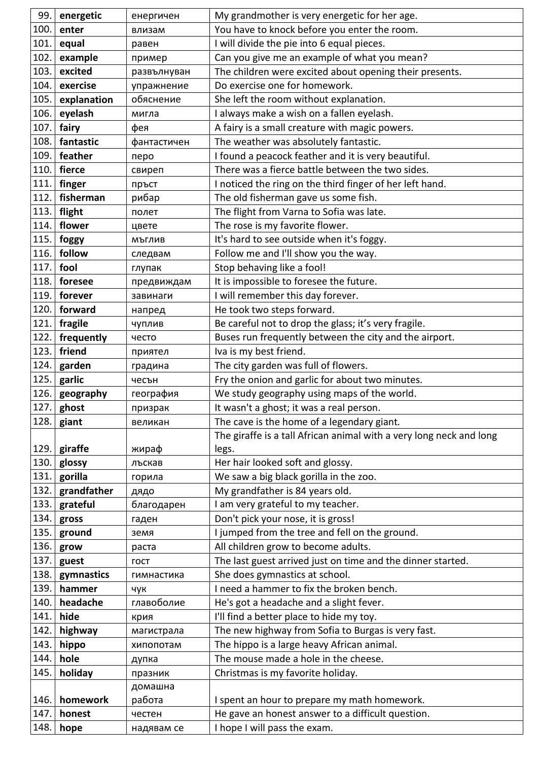| | | | |
|---|---|---|---|
| 99. | **energetic** | енергичен | My grandmother is very energetic for her age. |
| 100. | **enter** | влизам | You have to knock before you enter the room. |
| 101. | **equal** | равен | I will divide the pie into 6 equal pieces. |
| 102. | **example** | пример | Can you give me an example of what you mean? |
| 103. | **excited** | развълнуван | The children were excited about opening their presents. |
| 104. | **exercise** | упражнение | Do exercise one for homework. |
| 105. | **explanation** | обяснение | She left the room without explanation. |
| 106. | **eyelash** | мигла | I always make a wish on a fallen eyelash. |
| 107. | **fairy** | фея | A fairy is a small creature with magic powers. |
| 108. | **fantastic** | фантастичен | The weather was absolutely fantastic. |
| 109. | **feather** | перо | I found a peacock feather and it is very beautiful. |
| 110. | **fierce** | свиреп | There was a fierce battle between the two sides. |
| 111. | **finger** | пръст | I noticed the ring on the third finger of her left hand. |
| 112. | **fisherman** | рибар | The old fisherman gave us some fish. |
| 113. | **flight** | полет | The flight from Varna to Sofia was late. |
| 114. | **flower** | цвете | The rose is my favorite flower. |
| 115. | **foggy** | мъглив | It's hard to see outside when it's foggy. |
| 116. | **follow** | следвам | Follow me and I'll show you the way. |
| 117. | **fool** | глупак | Stop behaving like a fool! |
| 118. | **foresee** | предвиждам | It is impossible to foresee the future. |
| 119. | **forever** | завинаги | I will remember this day forever. |
| 120. | **forward** | напред | He took two steps forward. |
| 121. | **fragile** | чуплив | Be careful not to drop the glass; it's very fragile. |
| 122. | **frequently** | често | Buses run frequently between the city and the airport. |
| 123. | **friend** | приятел | Iva is my best friend. |
| 124. | **garden** | градина | The city garden was full of flowers. |
| 125. | **garlic** | чесън | Fry the onion and garlic for about two minutes. |
| 126. | **geography** | география | We study geography using maps of the world. |
| 127. | **ghost** | призрак | It wasn't a ghost; it was a real person. |
| 128. | **giant** | великан | The cave is the home of a legendary giant. |
| 129. | **giraffe** | жираф | The giraffe is a tall African animal with a very long neck and long legs. |
| 130. | **glossy** | лъскав | Her hair looked soft and glossy. |
| 131. | **gorilla** | горила | We saw a big black gorilla in the zoo. |
| 132. | **grandfather** | дядо | My grandfather is 84 years old. |
| 133. | **grateful** | благодарен | I am very grateful to my teacher. |
| 134. | **gross** | гаден | Don't pick your nose, it is gross! |
| 135. | **ground** | земя | I jumped from the tree and fell on the ground. |
| 136. | **grow** | раста | All children grow to become adults. |
| 137. | **guest** | гост | The last guest arrived just on time and the dinner started. |
| 138. | **gymnastics** | гимнастика | She does gymnastics at school. |
| 139. | **hammer** | чук | I need a hammer to fix the broken bench. |
| 140. | **headache** | главоболие | He's got a headache and a slight fever. |
| 141. | **hide** | крия | I'll find a better place to hide my toy. |
| 142. | **highway** | магистрала | The new highway from Sofia to Burgas is very fast. |
| 143. | **hippo** | хипопотам | The hippo is a large heavy African animal. |
| 144. | **hole** | дупка | The mouse made a hole in the cheese. |
| 145. | **holiday** | празник | Christmas is my favorite holiday. |
| 146. | **homework** | домашна работа | I spent an hour to prepare my math homework. |
| 147. | **honest** | честен | He gave an honest answer to a difficult question. |
| 148. | **hope** | надявам се | I hope I will pass the exam. |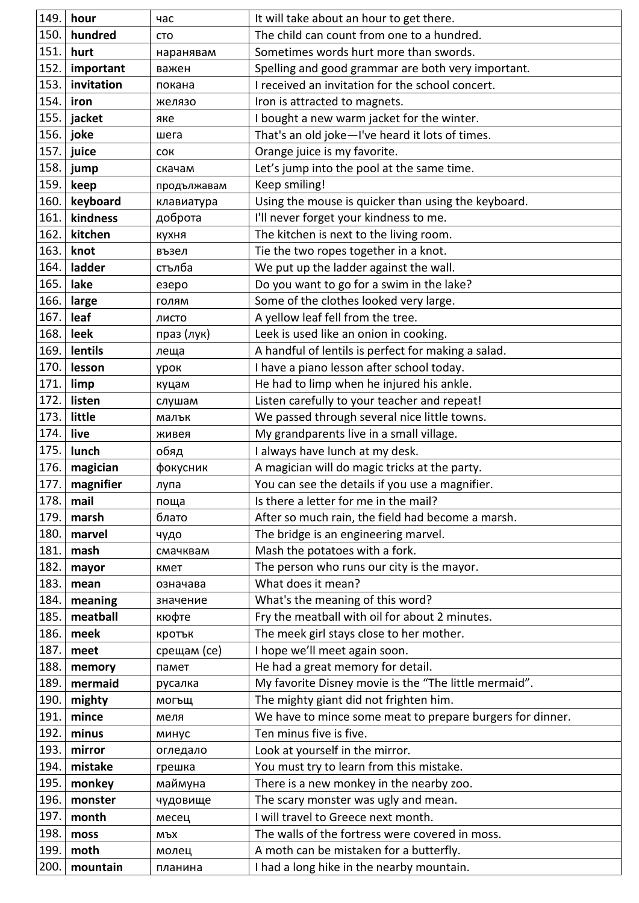| | | | |
|---|---|---|---|
| 149. | **hour** | час | It will take about an hour to get there. |
| 150. | **hundred** | сто | The child can count from one to a hundred. |
| 151. | **hurt** | наранявам | Sometimes words hurt more than swords. |
| 152. | **important** | важен | Spelling and good grammar are both very important. |
| 153. | **invitation** | покана | I received an invitation for the school concert. |
| 154. | **iron** | желязо | Iron is attracted to magnets. |
| 155. | **jacket** | яке | I bought a new warm jacket for the winter. |
| 156. | **joke** | шега | That's an old joke—I've heard it lots of times. |
| 157. | **juice** | сок | Orange juice is my favorite. |
| 158. | **jump** | скачам | Let's jump into the pool at the same time. |
| 159. | **keep** | продължавам | Keep smiling! |
| 160. | **keyboard** | клавиатура | Using the mouse is quicker than using the keyboard. |
| 161. | **kindness** | доброта | I'll never forget your kindness to me. |
| 162. | **kitchen** | кухня | The kitchen is next to the living room. |
| 163. | **knot** | възел | Tie the two ropes together in a knot. |
| 164. | **ladder** | стълба | We put up the ladder against the wall. |
| 165. | **lake** | езеро | Do you want to go for a swim in the lake? |
| 166. | **large** | голям | Some of the clothes looked very large. |
| 167. | **leaf** | листо | A yellow leaf fell from the tree. |
| 168. | **leek** | праз (лук) | Leek is used like an onion in cooking. |
| 169. | **lentils** | леща | A handful of lentils is perfect for making a salad. |
| 170. | **lesson** | урок | I have a piano lesson after school today. |
| 171. | **limp** | куцам | He had to limp when he injured his ankle. |
| 172. | **listen** | слушам | Listen carefully to your teacher and repeat! |
| 173. | **little** | малък | We passed through several nice little towns. |
| 174. | **live** | живея | My grandparents live in a small village. |
| 175. | **lunch** | обяд | I always have lunch at my desk. |
| 176. | **magician** | фокусник | A magician will do magic tricks at the party. |
| 177. | **magnifier** | лупа | You can see the details if you use a magnifier. |
| 178. | **mail** | поща | Is there a letter for me in the mail? |
| 179. | **marsh** | блато | After so much rain, the field had become a marsh. |
| 180. | **marvel** | чудо | The bridge is an engineering marvel. |
| 181. | **mash** | смачквам | Mash the potatoes with a fork. |
| 182. | **mayor** | кмет | The person who runs our city is the mayor. |
| 183. | **mean** | означава | What does it mean? |
| 184. | **meaning** | значение | What's the meaning of this word? |
| 185. | **meatball** | кюфте | Fry the meatball with oil for about 2 minutes. |
| 186. | **meek** | кротък | The meek girl stays close to her mother. |
| 187. | **meet** | срещам (се) | I hope we'll meet again soon. |
| 188. | **memory** | памет | He had a great memory for detail. |
| 189. | **mermaid** | русалка | My favorite Disney movie is the "The little mermaid". |
| 190. | **mighty** | могъщ | The mighty giant did not frighten him. |
| 191. | **mince** | меля | We have to mince some meat to prepare burgers for dinner. |
| 192. | **minus** | минус | Ten minus five is five. |
| 193. | **mirror** | огледало | Look at yourself in the mirror. |
| 194. | **mistake** | грешка | You must try to learn from this mistake. |
| 195. | **monkey** | маймуна | There is a new monkey in the nearby zoo. |
| 196. | **monster** | чудовище | The scary monster was ugly and mean. |
| 197. | **month** | месец | I will travel to Greece next month. |
| 198. | **moss** | мъх | The walls of the fortress were covered in moss. |
| 199. | **moth** | молец | A moth can be mistaken for a butterfly. |
| 200. | **mountain** | планина | I had a long hike in the nearby mountain. |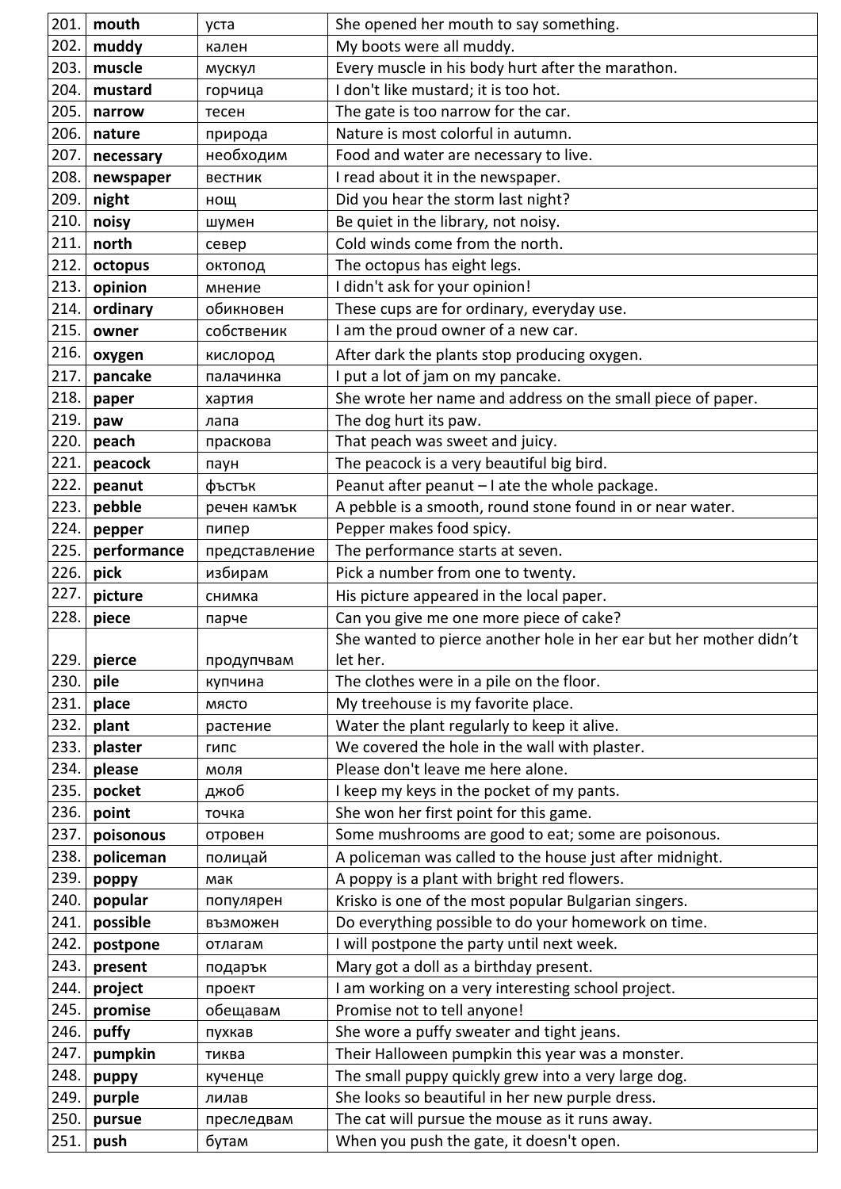| | | | |
|---|---|---|---|
| 201. | **mouth** | уста | She opened her mouth to say something. |
| 202. | **muddy** | кален | My boots were all muddy. |
| 203. | **muscle** | мускул | Every muscle in his body hurt after the marathon. |
| 204. | **mustard** | горчица | I don't like mustard; it is too hot. |
| 205. | **narrow** | тесен | The gate is too narrow for the car. |
| 206. | **nature** | природа | Nature is most colorful in autumn. |
| 207. | **necessary** | необходим | Food and water are necessary to live. |
| 208. | **newspaper** | вестник | I read about it in the newspaper. |
| 209. | **night** | нощ | Did you hear the storm last night? |
| 210. | **noisy** | шумен | Be quiet in the library, not noisy. |
| 211. | **north** | север | Cold winds come from the north. |
| 212. | **octopus** | октопод | The octopus has eight legs. |
| 213. | **opinion** | мнение | I didn't ask for your opinion! |
| 214. | **ordinary** | обикновен | These cups are for ordinary, everyday use. |
| 215. | **owner** | собственик | I am the proud owner of a new car. |
| 216. | **oxygen** | кислород | After dark the plants stop producing oxygen. |
| 217. | **pancake** | палачинка | I put a lot of jam on my pancake. |
| 218. | **paper** | хартия | She wrote her name and address on the small piece of paper. |
| 219. | **paw** | лапа | The dog hurt its paw. |
| 220. | **peach** | праскова | That peach was sweet and juicy. |
| 221. | **peacock** | паун | The peacock is a very beautiful big bird. |
| 222. | **peanut** | фъстък | Peanut after peanut – I ate the whole package. |
| 223. | **pebble** | речен камък | A pebble is a smooth, round stone found in or near water. |
| 224. | **pepper** | пипер | Pepper makes food spicy. |
| 225. | **performance** | представление | The performance starts at seven. |
| 226. | **pick** | избирам | Pick a number from one to twenty. |
| 227. | **picture** | снимка | His picture appeared in the local paper. |
| 228. | **piece** | парче | Can you give me one more piece of cake? |
| 229. | **pierce** | продупчвам | She wanted to pierce another hole in her ear but her mother didn't let her. |
| 230. | **pile** | купчина | The clothes were in a pile on the floor. |
| 231. | **place** | място | My treehouse is my favorite place. |
| 232. | **plant** | растение | Water the plant regularly to keep it alive. |
| 233. | **plaster** | гипс | We covered the hole in the wall with plaster. |
| 234. | **please** | моля | Please don't leave me here alone. |
| 235. | **pocket** | джоб | I keep my keys in the pocket of my pants. |
| 236. | **point** | точка | She won her first point for this game. |
| 237. | **poisonous** | отровен | Some mushrooms are good to eat; some are poisonous. |
| 238. | **policeman** | полицай | A policeman was called to the house just after midnight. |
| 239. | **poppy** | мак | A poppy is a plant with bright red flowers. |
| 240. | **popular** | популярен | Krisko is one of the most popular Bulgarian singers. |
| 241. | **possible** | възможен | Do everything possible to do your homework on time. |
| 242. | **postpone** | отлагам | I will postpone the party until next week. |
| 243. | **present** | подарък | Mary got a doll as a birthday present. |
| 244. | **project** | проект | I am working on a very interesting school project. |
| 245. | **promise** | обещавам | Promise not to tell anyone! |
| 246. | **puffy** | пухкав | She wore a puffy sweater and tight jeans. |
| 247. | **pumpkin** | тиква | Their Halloween pumpkin this year was a monster. |
| 248. | **puppy** | кученце | The small puppy quickly grew into a very large dog. |
| 249. | **purple** | лилав | She looks so beautiful in her new purple dress. |
| 250. | **pursue** | преследвам | The cat will pursue the mouse as it runs away. |
| 251. | **push** | бутам | When you push the gate, it doesn't open. |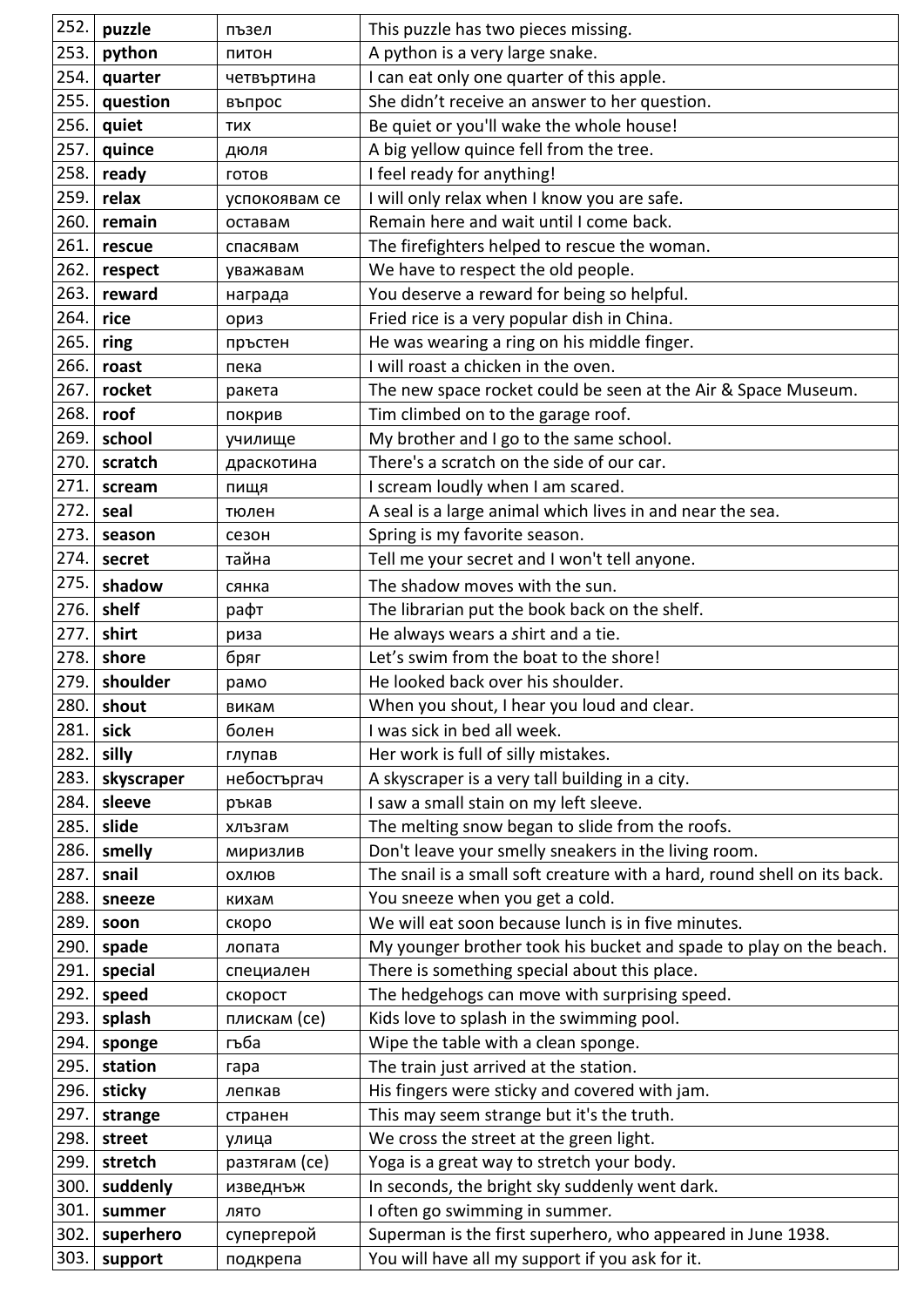| | | | |
|---|---|---|---|
| 252. | **puzzle** | пъзел | This puzzle has two pieces missing. |
| 253. | **python** | питон | A python is a very large snake. |
| 254. | **quarter** | четвъртина | I can eat only one quarter of this apple. |
| 255. | **question** | въпрос | She didn’t receive an answer to her question. |
| 256. | **quiet** | тих | Be quiet or you'll wake the whole house! |
| 257. | **quince** | дюля | A big yellow quince fell from the tree. |
| 258. | **ready** | готов | I feel ready for anything! |
| 259. | **relax** | успокоявам се | I will only relax when I know you are safe. |
| 260. | **remain** | оставам | Remain here and wait until I come back. |
| 261. | **rescue** | спасявам | The firefighters helped to rescue the woman. |
| 262. | **respect** | уважавам | We have to respect the old people. |
| 263. | **reward** | награда | You deserve a reward for being so helpful. |
| 264. | **rice** | ориз | Fried rice is a very popular dish in China. |
| 265. | **ring** | пръстен | He was wearing a ring on his middle finger. |
| 266. | **roast** | пека | I will roast a chicken in the oven. |
| 267. | **rocket** | ракета | The new space rocket could be seen at the Air & Space Museum. |
| 268. | **roof** | покрив | Tim climbed on to the garage roof. |
| 269. | **school** | училище | My brother and I go to the same school. |
| 270. | **scratch** | драскотина | There's a scratch on the side of our car. |
| 271. | **scream** | пищя | I scream loudly when I am scared. |
| 272. | **seal** | тюлен | A seal is a large animal which lives in and near the sea. |
| 273. | **season** | сезон | Spring is my favorite season. |
| 274. | **secret** | тайна | Tell me your secret and I won't tell anyone. |
| 275. | **shadow** | сянка | The shadow moves with the sun. |
| 276. | **shelf** | рафт | The librarian put the book back on the shelf. |
| 277. | **shirt** | риза | He always wears a shirt and a tie. |
| 278. | **shore** | бряг | Let’s swim from the boat to the shore! |
| 279. | **shoulder** | рамо | He looked back over his shoulder. |
| 280. | **shout** | викам | When you shout, I hear you loud and clear. |
| 281. | **sick** | болен | I was sick in bed all week. |
| 282. | **silly** | глупав | Her work is full of silly mistakes. |
| 283. | **skyscraper** | небостъргач | A skyscraper is a very tall building in a city. |
| 284. | **sleeve** | ръкав | I saw a small stain on my left sleeve. |
| 285. | **slide** | хлъзгам | The melting snow began to slide from the roofs. |
| 286. | **smelly** | миризлив | Don't leave your smelly sneakers in the living room. |
| 287. | **snail** | охлюв | The snail is a small soft creature with a hard, round shell on its back. |
| 288. | **sneeze** | кихам | You sneeze when you get a cold. |
| 289. | **soon** | скоро | We will eat soon because lunch is in five minutes. |
| 290. | **spade** | лопата | My younger brother took his bucket and spade to play on the beach. |
| 291. | **special** | специален | There is something special about this place. |
| 292. | **speed** | скорост | The hedgehogs can move with surprising speed. |
| 293. | **splash** | плискам (се) | Kids love to splash in the swimming pool. |
| 294. | **sponge** | гъба | Wipe the table with a clean sponge. |
| 295. | **station** | гара | The train just arrived at the station. |
| 296. | **sticky** | лепкав | His fingers were sticky and covered with jam. |
| 297. | **strange** | странен | This may seem strange but it's the truth. |
| 298. | **street** | улица | We cross the street at the green light. |
| 299. | **stretch** | разтягам (се) | Yoga is a great way to stretch your body. |
| 300. | **suddenly** | изведнъж | In seconds, the bright sky suddenly went dark. |
| 301. | **summer** | лято | I often go swimming in summer. |
| 302. | **superhero** | супергерой | Superman is the first superhero, who appeared in June 1938. |
| 303. | **support** | подкрепа | You will have all my support if you ask for it. |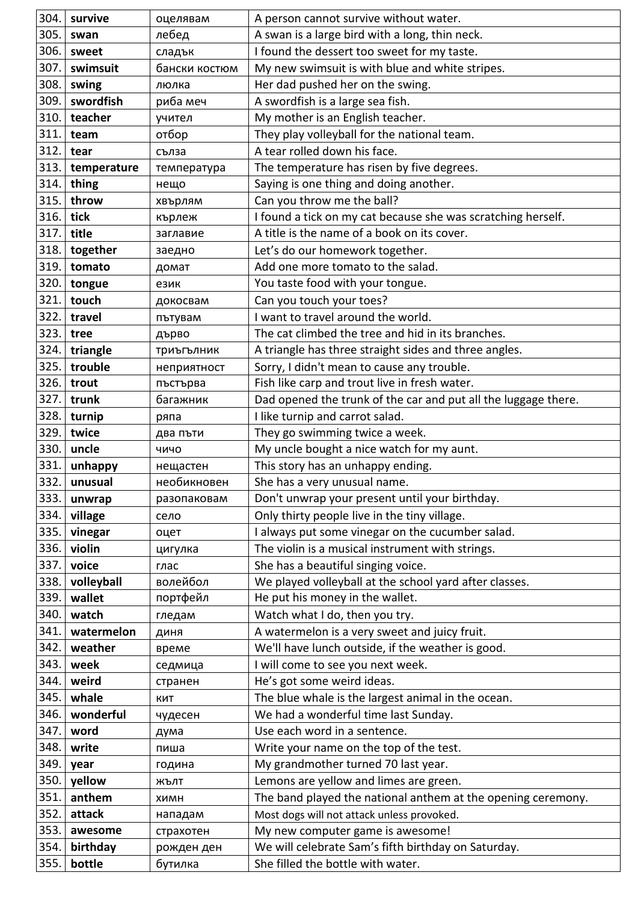| 304. | **survive** | оцелявам | A person cannot survive without water. |
|---|---|---|---|
| 305. | **swan** | лебед | A swan is a large bird with a long, thin neck. |
| 306. | **sweet** | сладък | I found the dessert too sweet for my taste. |
| 307. | **swimsuit** | бански костюм | My new swimsuit is with blue and white stripes. |
| 308. | **swing** | люлка | Her dad pushed her on the swing. |
| 309. | **swordfish** | риба меч | A swordfish is a large sea fish. |
| 310. | **teacher** | учител | My mother is an English teacher. |
| 311. | **team** | отбор | They play volleyball for the national team. |
| 312. | **tear** | сълза | A tear rolled down his face. |
| 313. | **temperature** | температура | The temperature has risen by five degrees. |
| 314. | **thing** | нещо | Saying is one thing and doing another. |
| 315. | **throw** | хвърлям | Can you throw me the ball? |
| 316. | **tick** | кърлеж | I found a tick on my cat because she was scratching herself. |
| 317. | **title** | заглавие | A title is the name of a book on its cover. |
| 318. | **together** | заедно | Let's do our homework together. |
| 319. | **tomato** | домат | Add one more tomato to the salad. |
| 320. | **tongue** | език | You taste food with your tongue. |
| 321. | **touch** | докосвам | Can you touch your toes? |
| 322. | **travel** | пътувам | I want to travel around the world. |
| 323. | **tree** | дърво | The cat climbed the tree and hid in its branches. |
| 324. | **triangle** | триъгълник | A triangle has three straight sides and three angles. |
| 325. | **trouble** | неприятност | Sorry, I didn't mean to cause any trouble. |
| 326. | **trout** | пъстърва | Fish like carp and trout live in fresh water. |
| 327. | **trunk** | багажник | Dad opened the trunk of the car and put all the luggage there. |
| 328. | **turnip** | ряпа | I like turnip and carrot salad. |
| 329. | **twice** | два пъти | They go swimming twice a week. |
| 330. | **uncle** | чичо | My uncle bought a nice watch for my aunt. |
| 331. | **unhappy** | нещастен | This story has an unhappy ending. |
| 332. | **unusual** | необикновен | She has a very unusual name. |
| 333. | **unwrap** | разопаковам | Don't unwrap your present until your birthday. |
| 334. | **village** | село | Only thirty people live in the tiny village. |
| 335. | **vinegar** | оцет | I always put some vinegar on the cucumber salad. |
| 336. | **violin** | цигулка | The violin is a musical instrument with strings. |
| 337. | **voice** | глас | She has a beautiful singing voice. |
| 338. | **volleyball** | волейбол | We played volleyball at the school yard after classes. |
| 339. | **wallet** | портфейл | He put his money in the wallet. |
| 340. | **watch** | гледам | Watch what I do, then you try. |
| 341. | **watermelon** | диня | A watermelon is a very sweet and juicy fruit. |
| 342. | **weather** | време | We'll have lunch outside, if the weather is good. |
| 343. | **week** | седмица | I will come to see you next week. |
| 344. | **weird** | странен | He's got some weird ideas. |
| 345. | **whale** | кит | The blue whale is the largest animal in the ocean. |
| 346. | **wonderful** | чудесен | We had a wonderful time last Sunday. |
| 347. | **word** | дума | Use each word in a sentence. |
| 348. | **write** | пиша | Write your name on the top of the test. |
| 349. | **year** | година | My grandmother turned 70 last year. |
| 350. | **yellow** | жълт | Lemons are yellow and limes are green. |
| 351. | **anthem** | химн | The band played the national anthem at the opening ceremony. |
| 352. | **attack** | нападам | Most dogs will not attack unless provoked. |
| 353. | **awesome** | страхотен | My new computer game is awesome! |
| 354. | **birthday** | рожден ден | We will celebrate Sam's fifth birthday on Saturday. |
| 355. | **bottle** | бутилка | She filled the bottle with water. |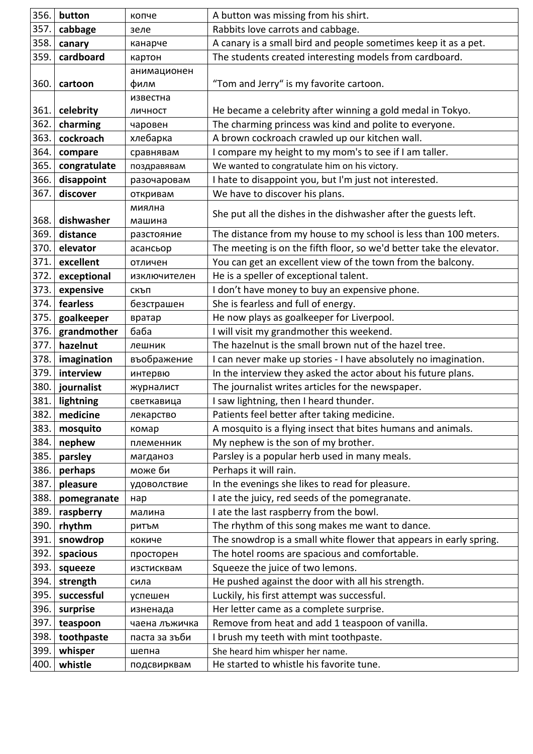| | | | |
|---|---|---|---|
| 356. | **button** | копче | A button was missing from his shirt. |
| 357. | **cabbage** | зеле | Rabbits love carrots and cabbage. |
| 358. | **canary** | канарче | A canary is a small bird and people sometimes keep it as a pet. |
| 359. | **cardboard** | картон | The students created interesting models from cardboard. |
| 360. | **cartoon** | анимационен филм | "Tom and Jerry" is my favorite cartoon. |
| 361. | **celebrity** | известна личност | He became a celebrity after winning a gold medal in Tokyo. |
| 362. | **charming** | чаровен | The charming princess was kind and polite to everyone. |
| 363. | **cockroach** | хлебарка | A brown cockroach crawled up our kitchen wall. |
| 364. | **compare** | сравнявам | I compare my height to my mom's to see if I am taller. |
| 365. | **congratulate** | поздравявам | We wanted to congratulate him on his victory. |
| 366. | **disappoint** | разочаровам | I hate to disappoint you, but I'm just not interested. |
| 367. | **discover** | откривам | We have to discover his plans. |
| 368. | **dishwasher** | миялна машина | She put all the dishes in the dishwasher after the guests left. |
| 369. | **distance** | разстояние | The distance from my house to my school is less than 100 meters. |
| 370. | **elevator** | асансьор | The meeting is on the fifth floor, so we'd better take the elevator. |
| 371. | **excellent** | отличен | You can get an excellent view of the town from the balcony. |
| 372. | **exceptional** | изключителен | He is a speller of exceptional talent. |
| 373. | **expensive** | скъп | I don't have money to buy an expensive phone. |
| 374. | **fearless** | безстрашен | She is fearless and full of energy. |
| 375. | **goalkeeper** | вратар | He now plays as goalkeeper for Liverpool. |
| 376. | **grandmother** | баба | I will visit my grandmother this weekend. |
| 377. | **hazelnut** | лешник | The hazelnut is the small brown nut of the hazel tree. |
| 378. | **imagination** | въображение | I can never make up stories - I have absolutely no imagination. |
| 379. | **interview** | интервю | In the interview they asked the actor about his future plans. |
| 380. | **journalist** | журналист | The journalist writes articles for the newspaper. |
| 381. | **lightning** | светкавица | I saw lightning, then I heard thunder. |
| 382. | **medicine** | лекарство | Patients feel better after taking medicine. |
| 383. | **mosquito** | комар | A mosquito is a flying insect that bites humans and animals. |
| 384. | **nephew** | племенник | My nephew is the son of my brother. |
| 385. | **parsley** | магданоз | Parsley is a popular herb used in many meals. |
| 386. | **perhaps** | може би | Perhaps it will rain. |
| 387. | **pleasure** | удоволствие | In the evenings she likes to read for pleasure. |
| 388. | **pomegranate** | нар | I ate the juicy, red seeds of the pomegranate. |
| 389. | **raspberry** | малина | I ate the last raspberry from the bowl. |
| 390. | **rhythm** | ритъм | The rhythm of this song makes me want to dance. |
| 391. | **snowdrop** | кокиче | The snowdrop is a small white flower that appears in early spring. |
| 392. | **spacious** | просторен | The hotel rooms are spacious and comfortable. |
| 393. | **squeeze** | изстисквам | Squeeze the juice of two lemons. |
| 394. | **strength** | сила | He pushed against the door with all his strength. |
| 395. | **successful** | успешен | Luckily, his first attempt was successful. |
| 396. | **surprise** | изненада | Her letter came as a complete surprise. |
| 397. | **teaspoon** | чаена лъжичка | Remove from heat and add 1 teaspoon of vanilla. |
| 398. | **toothpaste** | паста за зъби | I brush my teeth with mint toothpaste. |
| 399. | **whisper** | шепна | She heard him whisper her name. |
| 400. | **whistle** | подсвирквам | He started to whistle his favorite tune. |